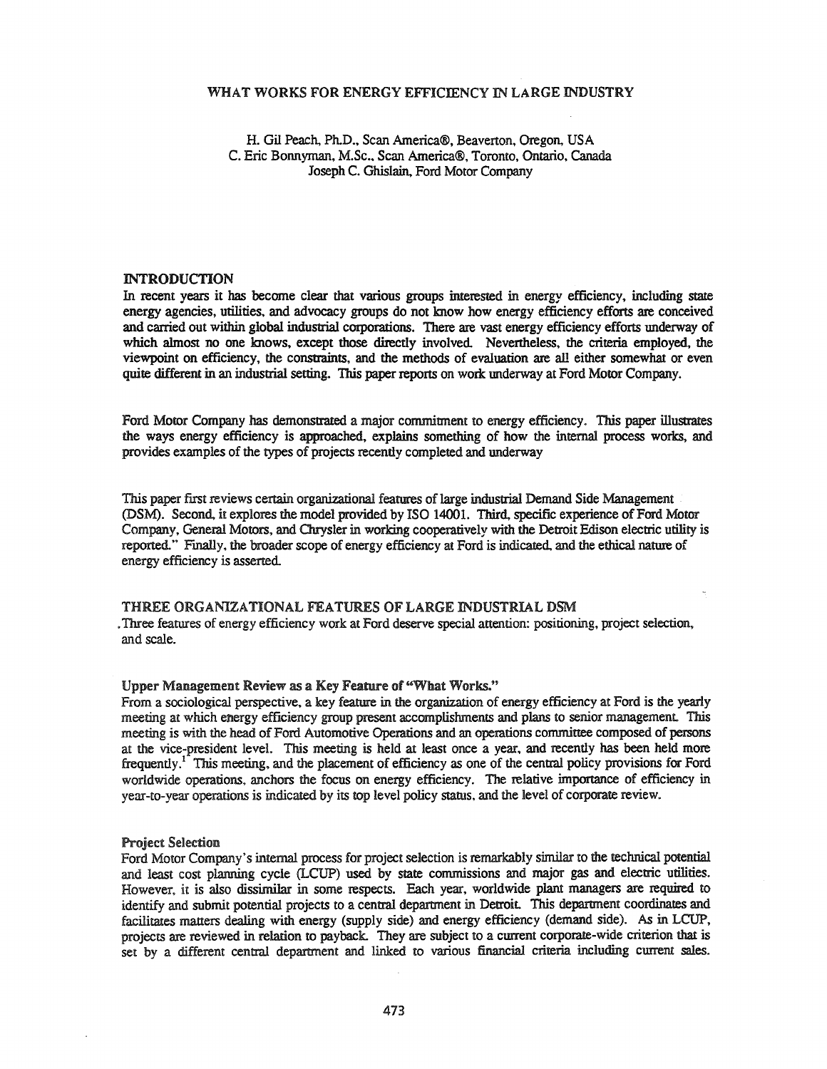# WHAT WORKS FOR ENERGY EFFICIENCY IN LARGE INDUSTRY

H. Gil Peach, Ph.D., Scan America®, Beaverton, Oregon, USA
C. Eric Bonnyman, M.Sc., Scan America®, Toronto, Ontario, Canada
Joseph C. Ghislain, Ford Motor Company

## INTRODUCTION

In recent years it has become clear that various groups interested in energy efficiency, including state energy agencies, utilities, and advocacy groups do not know how energy efficiency efforts are conceived and carried out within global industrial corporations. There are vast energy efficiency efforts underway of which almost no one knows, except those directly involved. Nevertheless, the criteria employed, the viewpoint on efficiency, the constraints, and the methods of evaluation are all either somewhat or even quite different in an industrial setting. This paper reports on work underway at Ford Motor Company.

Ford Motor Company has demonstrated a major commitment to energy efficiency. This paper illustrates the ways energy efficiency is approached, explains something of how the internal process works, and provides examples of the types of projects recently completed and underway

This paper first reviews certain organizational features of large industrial Demand Side Management (DSM). Second, it explores the model provided by ISO 14001. Third, specific experience of Ford Motor Company, General Motors, and Chrysler in working cooperatively with the Detroit Edison electric utility is reported." Finally, the broader scope of energy efficiency at Ford is indicated, and the ethical nature of energy efficiency is asserted.

## THREE ORGANIZATIONAL FEATURES OF LARGE INDUSTRIAL DSM

Three features of energy efficiency work at Ford deserve special attention: positioning, project selection, and scale.

### Upper Management Review as a Key Feature of "What Works."

From a sociological perspective, a key feature in the organization of energy efficiency at Ford is the yearly meeting at which energy efficiency group present accomplishments and plans to senior management. This meeting is with the head of Ford Automotive Operations and an operations committee composed of persons at the vice-president level. This meeting is held at least once a year, and recently has been held more frequently.[1] This meeting, and the placement of efficiency as one of the central policy provisions for Ford worldwide operations, anchors the focus on energy efficiency. The relative importance of efficiency in year-to-year operations is indicated by its top level policy status, and the level of corporate review.

### Project Selection

Ford Motor Company's internal process for project selection is remarkably similar to the technical potential and least cost planning cycle (LCUP) used by state commissions and major gas and electric utilities. However, it is also dissimilar in some respects. Each year, worldwide plant managers are required to identify and submit potential projects to a central department in Detroit. This department coordinates and facilitates matters dealing with energy (supply side) and energy efficiency (demand side). As in LCUP, projects are reviewed in relation to payback. They are subject to a current corporate-wide criterion that is set by a different central department and linked to various financial criteria including current sales.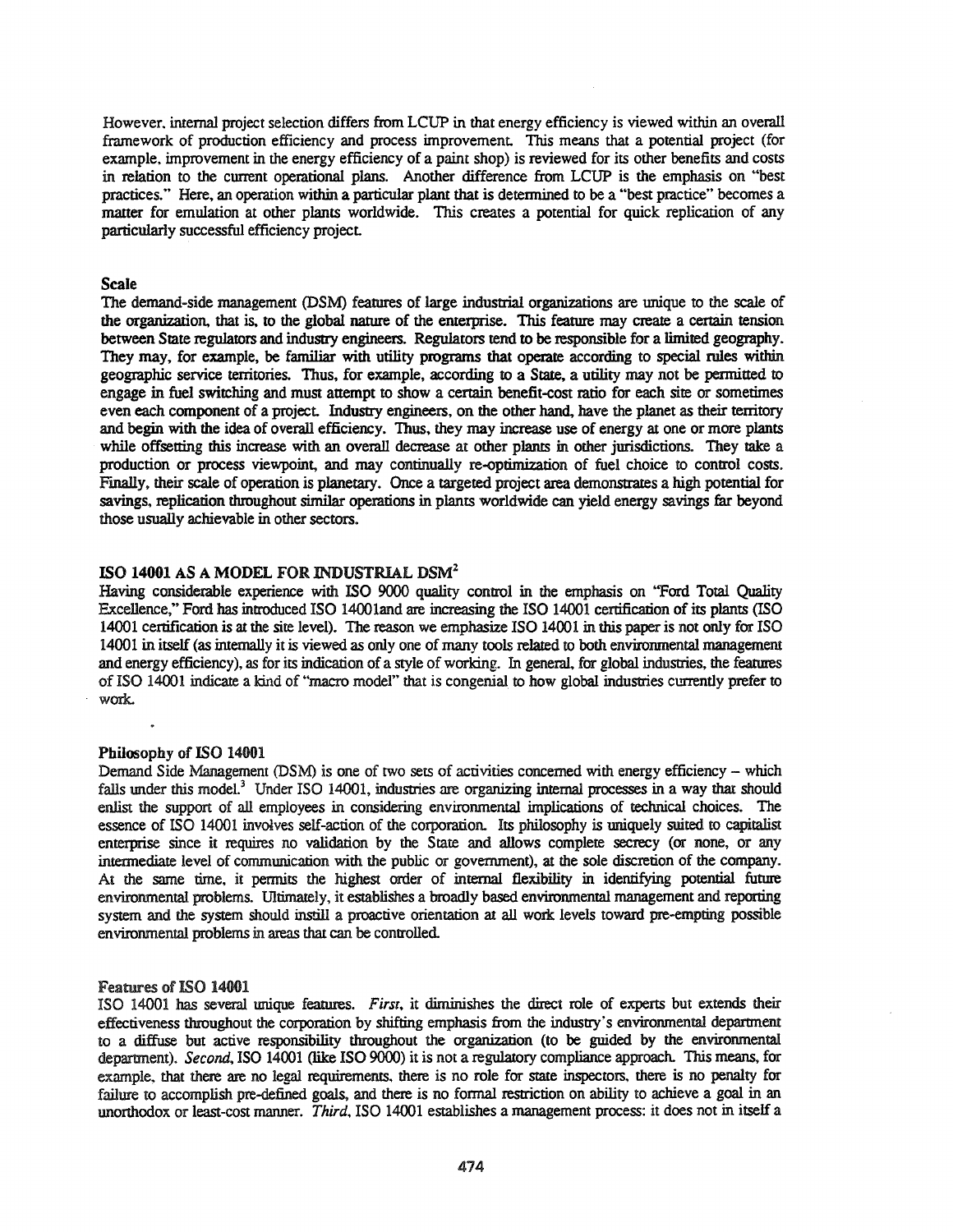However, internal project selection differs from LCUP in that energy efficiency is viewed within an overall framework of production efficiency and process improvement. This means that a potential project (for example, improvement in the energy efficiency of a paint shop) is reviewed for its other benefits and costs in relation to the current operational plans. Another difference from LCUP is the emphasis on "best practices." Here, an operation within a particular plant that is determined to be a "best practice" becomes a matter for emulation at other plants worldwide. This creates a potential for quick replication of any particularly successful efficiency project.

### Scale

The demand-side management (DSM) features of large industrial organizations are unique to the scale of the organization, that is, to the global nature of the enterprise. This feature may create a certain tension between State regulators and industry engineers. Regulators tend to be responsible for a limited geography. They may, for example, be familiar with utility programs that operate according to special rules within geographic service territories. Thus, for example, according to a State, a utility may not be permitted to engage in fuel switching and must attempt to show a certain benefit-cost ratio for each site or sometimes even each component of a project. Industry engineers, on the other hand, have the planet as their territory and begin with the idea of overall efficiency. Thus, they may increase use of energy at one or more plants while offsetting this increase with an overall decrease at other plants in other jurisdictions. They take a production or process viewpoint, and may continually re-optimization of fuel choice to control costs. Finally, their scale of operation is planetary. Once a targeted project area demonstrates a high potential for savings, replication throughout similar operations in plants worldwide can yield energy savings far beyond those usually achievable in other sectors.

## ISO 14001 AS A MODEL FOR INDUSTRIAL DSM[2]

Having considerable experience with ISO 9000 quality control in the emphasis on "Ford Total Quality Excellence," Ford has introduced ISO 14001and are increasing the ISO 14001 certification of its plants (ISO 14001 certification is at the site level). The reason we emphasize ISO 14001 in this paper is not only for ISO 14001 in itself (as internally it is viewed as only one of many tools related to both environmental management and energy efficiency), as for its indication of a style of working. In general, for global industries, the features of ISO 14001 indicate a kind of "macro model" that is congenial to how global industries currently prefer to work.

### Philosophy of ISO 14001

Demand Side Management (DSM) is one of two sets of activities concerned with energy efficiency – which falls under this model.[3] Under ISO 14001, industries are organizing internal processes in a way that should enlist the support of all employees in considering environmental implications of technical choices. The essence of ISO 14001 involves self-action of the corporation. Its philosophy is uniquely suited to capitalist enterprise since it requires no validation by the State and allows complete secrecy (or none, or any intermediate level of communication with the public or government), at the sole discretion of the company. At the same time, it permits the highest order of internal flexibility in identifying potential future environmental problems. Ultimately, it establishes a broadly based environmental management and reporting system and the system should instill a proactive orientation at all work levels toward pre-empting possible environmental problems in areas that can be controlled.

### Features of ISO 14001

ISO 14001 has several unique features. *First*, it diminishes the direct role of experts but extends their effectiveness throughout the corporation by shifting emphasis from the industry's environmental department to a diffuse but active responsibility throughout the organization (to be guided by the environmental department). *Second*, ISO 14001 (like ISO 9000) it is not a regulatory compliance approach. This means, for example, that there are no legal requirements, there is no role for state inspectors, there is no penalty for failure to accomplish pre-defined goals, and there is no formal restriction on ability to achieve a goal in an unorthodox or least-cost manner. *Third*, ISO 14001 establishes a management process: it does not in itself a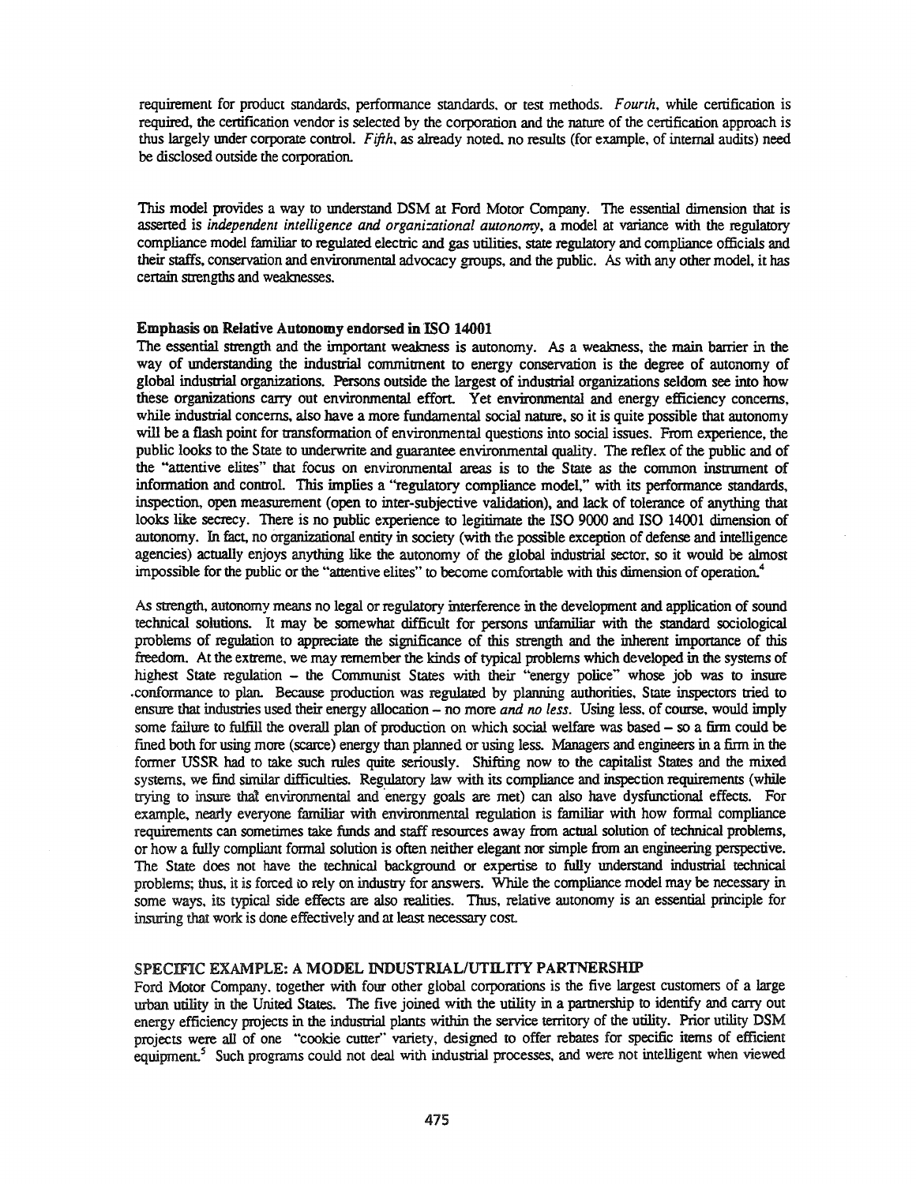requirement for product standards, performance standards, or test methods. *Fourth*, while certification is required, the certification vendor is selected by the corporation and the nature of the certification approach is thus largely under corporate control. *Fifth*, as already noted, no results (for example, of internal audits) need be disclosed outside the corporation.

This model provides a way to understand DSM at Ford Motor Company. The essential dimension that is asserted is *independent intelligence and organizational autonomy*, a model at variance with the regulatory compliance model familiar to regulated electric and gas utilities, state regulatory and compliance officials and their staffs, conservation and environmental advocacy groups, and the public. As with any other model, it has certain strengths and weaknesses.

### Emphasis on Relative Autonomy endorsed in ISO 14001

The essential strength and the important weakness is autonomy. As a weakness, the main barrier in the way of understanding the industrial commitment to energy conservation is the degree of autonomy of global industrial organizations. Persons outside the largest of industrial organizations seldom see into how these organizations carry out environmental effort. Yet environmental and energy efficiency concerns, while industrial concerns, also have a more fundamental social nature, so it is quite possible that autonomy will be a flash point for transformation of environmental questions into social issues. From experience, the public looks to the State to underwrite and guarantee environmental quality. The reflex of the public and of the "attentive elites" that focus on environmental areas is to the State as the common instrument of information and control. This implies a "regulatory compliance model," with its performance standards, inspection, open measurement (open to inter-subjective validation), and lack of tolerance of anything that looks like secrecy. There is no public experience to legitimate the ISO 9000 and ISO 14001 dimension of autonomy. In fact, no organizational entity in society (with the possible exception of defense and intelligence agencies) actually enjoys anything like the autonomy of the global industrial sector, so it would be almost impossible for the public or the "attentive elites" to become comfortable with this dimension of operation.[4]

As strength, autonomy means no legal or regulatory interference in the development and application of sound technical solutions. It may be somewhat difficult for persons unfamiliar with the standard sociological problems of regulation to appreciate the significance of this strength and the inherent importance of this freedom. At the extreme, we may remember the kinds of typical problems which developed in the systems of highest State regulation – the Communist States with their "energy police" whose job was to insure conformance to plan. Because production was regulated by planning authorities, State inspectors tried to ensure that industries used their energy allocation – no more *and no less*. Using less, of course, would imply some failure to fulfill the overall plan of production on which social welfare was based – so a firm could be fined both for using more (scarce) energy than planned or using less. Managers and engineers in a firm in the former USSR had to take such rules quite seriously. Shifting now to the capitalist States and the mixed systems, we find similar difficulties. Regulatory law with its compliance and inspection requirements (while trying to insure that environmental and energy goals are met) can also have dysfunctional effects. For example, nearly everyone familiar with environmental regulation is familiar with how formal compliance requirements can sometimes take funds and staff resources away from actual solution of technical problems, or how a fully compliant formal solution is often neither elegant nor simple from an engineering perspective. The State does not have the technical background or expertise to fully understand industrial technical problems; thus, it is forced to rely on industry for answers. While the compliance model may be necessary in some ways, its typical side effects are also realities. Thus, relative autonomy is an essential principle for insuring that work is done effectively and at least necessary cost.

## SPECIFIC EXAMPLE: A MODEL INDUSTRIAL/UTILITY PARTNERSHIP

Ford Motor Company, together with four other global corporations is the five largest customers of a large urban utility in the United States. The five joined with the utility in a partnership to identify and carry out energy efficiency projects in the industrial plants within the service territory of the utility. Prior utility DSM projects were all of one "cookie cutter" variety, designed to offer rebates for specific items of efficient equipment.[5] Such programs could not deal with industrial processes, and were not intelligent when viewed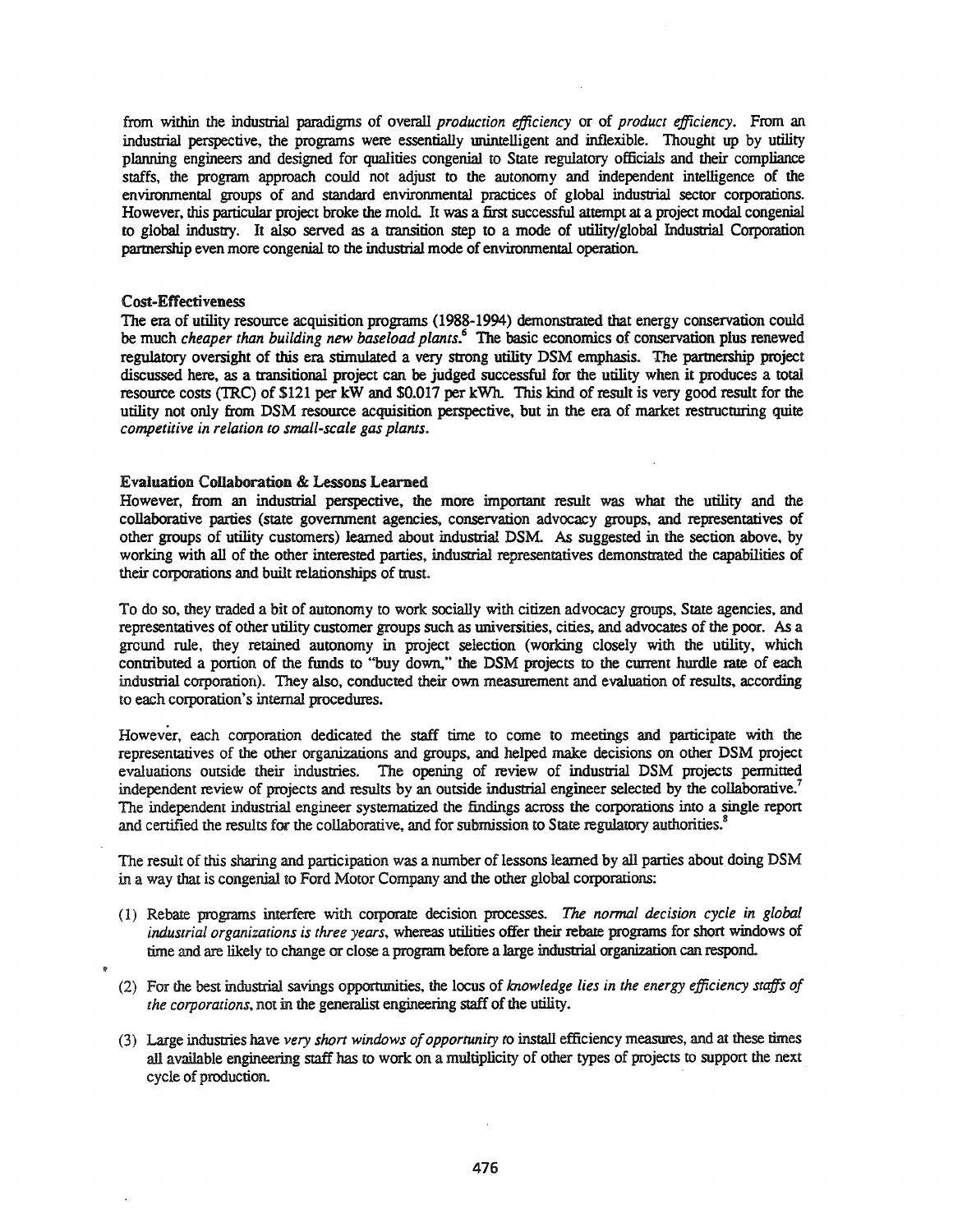from within the industrial paradigms of overall *production efficiency* or of *product efficiency*. From an industrial perspective, the programs were essentially unintelligent and inflexible. Thought up by utility planning engineers and designed for qualities congenial to State regulatory officials and their compliance staffs, the program approach could not adjust to the autonomy and independent intelligence of the environmental groups of and standard environmental practices of global industrial sector corporations. However, this particular project broke the mold. It was a first successful attempt at a project modal congenial to global industry. It also served as a transition step to a mode of utility/global Industrial Corporation partnership even more congenial to the industrial mode of environmental operation.

### Cost-Effectiveness

The era of utility resource acquisition programs (1988-1994) demonstrated that energy conservation could be much *cheaper than building new baseload plants*.[6] The basic economics of conservation plus renewed regulatory oversight of this era stimulated a very strong utility DSM emphasis. The partnership project discussed here, as a transitional project can be judged successful for the utility when it produces a total resource costs (TRC) of $121 per kW and $0.017 per kWh. This kind of result is very good result for the utility not only from DSM resource acquisition perspective, but in the era of market restructuring quite *competitive in relation to small-scale gas plants*.

### Evaluation Collaboration & Lessons Learned

However, from an industrial perspective, the more important result was what the utility and the collaborative parties (state government agencies, conservation advocacy groups, and representatives of other groups of utility customers) learned about industrial DSM. As suggested in the section above, by working with all of the other interested parties, industrial representatives demonstrated the capabilities of their corporations and built relationships of trust.

To do so, they traded a bit of autonomy to work socially with citizen advocacy groups, State agencies, and representatives of other utility customer groups such as universities, cities, and advocates of the poor. As a ground rule, they retained autonomy in project selection (working closely with the utility, which contributed a portion of the funds to "buy down," the DSM projects to the current hurdle rate of each industrial corporation). They also, conducted their own measurement and evaluation of results, according to each corporation's internal procedures.

However, each corporation dedicated the staff time to come to meetings and participate with the representatives of the other organizations and groups, and helped make decisions on other DSM project evaluations outside their industries. The opening of review of industrial DSM projects permitted independent review of projects and results by an outside industrial engineer selected by the collaborative.[7] The independent industrial engineer systematized the findings across the corporations into a single report and certified the results for the collaborative, and for submission to State regulatory authorities.[8]

The result of this sharing and participation was a number of lessons learned by all parties about doing DSM in a way that is congenial to Ford Motor Company and the other global corporations:

(1) Rebate programs interfere with corporate decision processes. *The normal decision cycle in global industrial organizations is three years*, whereas utilities offer their rebate programs for short windows of time and are likely to change or close a program before a large industrial organization can respond.

(2) For the best industrial savings opportunities, the locus of *knowledge lies in the energy efficiency staffs of the corporations*, not in the generalist engineering staff of the utility.

(3) Large industries have *very short windows of opportunity* to install efficiency measures, and at these times all available engineering staff has to work on a multiplicity of other types of projects to support the next cycle of production.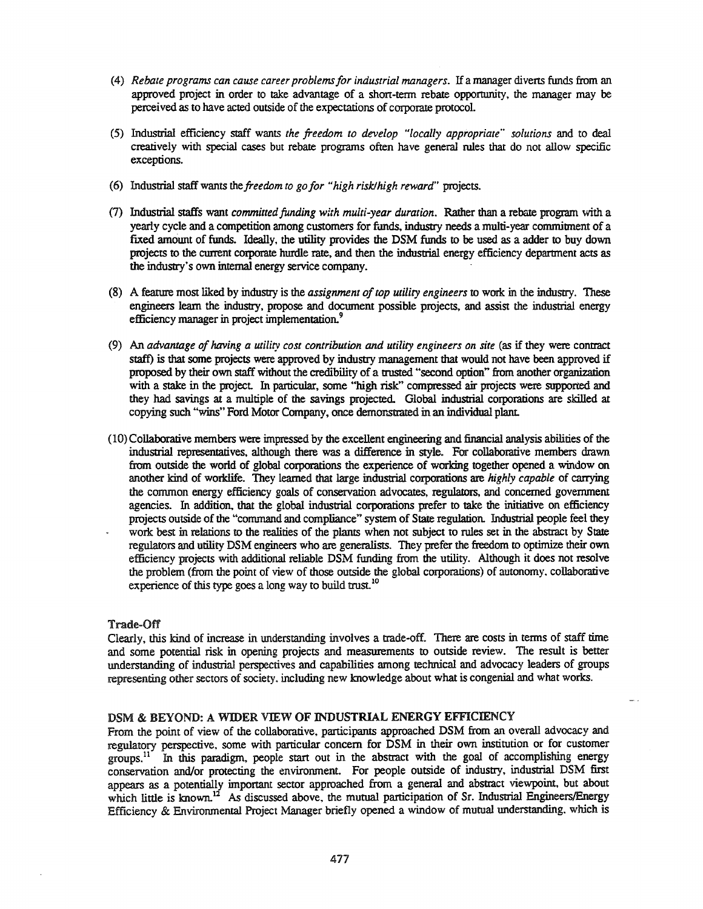(4) *Rebate programs can cause career problems for industrial managers.* If a manager diverts funds from an approved project in order to take advantage of a short-term rebate opportunity, the manager may be perceived as to have acted outside of the expectations of corporate protocol.

(5) Industrial efficiency staff wants *the freedom to develop "locally appropriate" solutions* and to deal creatively with special cases but rebate programs often have general rules that do not allow specific exceptions.

(6) Industrial staff wants the *freedom to go for "high risk/high reward"* projects.

(7) Industrial staffs want *committed funding with multi-year duration.* Rather than a rebate program with a yearly cycle and a competition among customers for funds, industry needs a multi-year commitment of a fixed amount of funds. Ideally, the utility provides the DSM funds to be used as a adder to buy down projects to the current corporate hurdle rate, and then the industrial energy efficiency department acts as the industry's own internal energy service company.

(8) A feature most liked by industry is the *assignment of top utility engineers* to work in the industry. These engineers learn the industry, propose and document possible projects, and assist the industrial energy efficiency manager in project implementation.[9]

(9) An *advantage of having a utility cost contribution and utility engineers on site* (as if they were contract staff) is that some projects were approved by industry management that would not have been approved if proposed by their own staff without the credibility of a trusted "second option" from another organization with a stake in the project. In particular, some "high risk" compressed air projects were supported and they had savings at a multiple of the savings projected. Global industrial corporations are skilled at copying such "wins" Ford Motor Company, once demonstrated in an individual plant.

(10) Collaborative members were impressed by the excellent engineering and financial analysis abilities of the industrial representatives, although there was a difference in style. For collaborative members drawn from outside the world of global corporations the experience of working together opened a window on another kind of worklife. They learned that large industrial corporations are *highly capable* of carrying the common energy efficiency goals of conservation advocates, regulators, and concerned government agencies. In addition, that the global industrial corporations prefer to take the initiative on efficiency projects outside of the "command and compliance" system of State regulation. Industrial people feel they work best in relations to the realities of the plants when not subject to rules set in the abstract by State regulators and utility DSM engineers who are generalists. They prefer the freedom to optimize their own efficiency projects with additional reliable DSM funding from the utility. Although it does not resolve the problem (from the point of view of those outside the global corporations) of autonomy, collaborative experience of this type goes a long way to build trust.[10]

### Trade-Off

Clearly, this kind of increase in understanding involves a trade-off. There are costs in terms of staff time and some potential risk in opening projects and measurements to outside review. The result is better understanding of industrial perspectives and capabilities among technical and advocacy leaders of groups representing other sectors of society, including new knowledge about what is congenial and what works.

## DSM & BEYOND: A WIDER VIEW OF INDUSTRIAL ENERGY EFFICIENCY

From the point of view of the collaborative, participants approached DSM from an overall advocacy and regulatory perspective, some with particular concern for DSM in their own institution or for customer groups.[11] In this paradigm, people start out in the abstract with the goal of accomplishing energy conservation and/or protecting the environment. For people outside of industry, industrial DSM first appears as a potentially important sector approached from a general and abstract viewpoint, but about which little is known.[12] As discussed above, the mutual participation of Sr. Industrial Engineers/Energy Efficiency & Environmental Project Manager briefly opened a window of mutual understanding, which is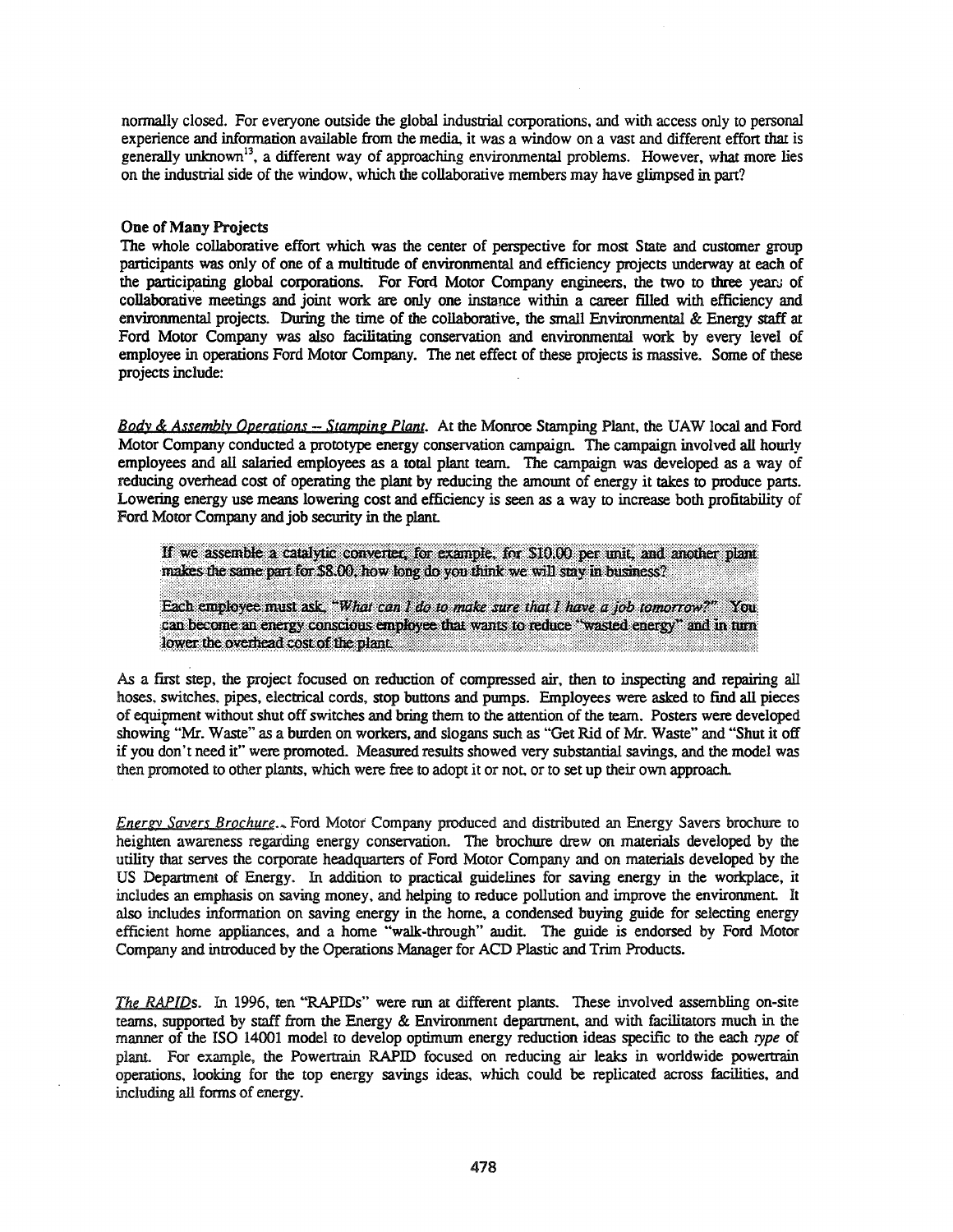normally closed. For everyone outside the global industrial corporations, and with access only to personal experience and information available from the media, it was a window on a vast and different effort that is generally unknown[13], a different way of approaching environmental problems. However, what more lies on the industrial side of the window, which the collaborative members may have glimpsed in part?

### One of Many Projects

The whole collaborative effort which was the center of perspective for most State and customer group participants was only of one of a multitude of environmental and efficiency projects underway at each of the participating global corporations. For Ford Motor Company engineers, the two to three years of collaborative meetings and joint work are only one instance within a career filled with efficiency and environmental projects. During the time of the collaborative, the small Environmental & Energy staff at Ford Motor Company was also facilitating conservation and environmental work by every level of employee in operations Ford Motor Company. The net effect of these projects is massive. Some of these projects include:

*Body & Assembly Operations -- Stamping Plant.* At the Monroe Stamping Plant, the UAW local and Ford Motor Company conducted a prototype energy conservation campaign. The campaign involved all hourly employees and all salaried employees as a total plant team. The campaign was developed as a way of reducing overhead cost of operating the plant by reducing the amount of energy it takes to produce parts. Lowering energy use means lowering cost and efficiency is seen as a way to increase both profitability of Ford Motor Company and job security in the plant.

> If we assemble a catalytic converter, for example, for $10.00 per unit, and another plant makes the same part for $8.00, how long do you think we will stay in business?
>
> Each employee must ask, *"What can I do to make sure that I have a job tomorrow?"* You can become an energy conscious employee that wants to reduce "wasted energy" and in turn lower the overhead cost of the plant.

As a first step, the project focused on reduction of compressed air, then to inspecting and repairing all hoses, switches, pipes, electrical cords, stop buttons and pumps. Employees were asked to find all pieces of equipment without shut off switches and bring them to the attention of the team. Posters were developed showing "Mr. Waste" as a burden on workers, and slogans such as "Get Rid of Mr. Waste" and "Shut it off if you don't need it" were promoted. Measured results showed very substantial savings, and the model was then promoted to other plants, which were free to adopt it or not, or to set up their own approach.

*Energy Savers Brochure.* Ford Motor Company produced and distributed an Energy Savers brochure to heighten awareness regarding energy conservation. The brochure drew on materials developed by the utility that serves the corporate headquarters of Ford Motor Company and on materials developed by the US Department of Energy. In addition to practical guidelines for saving energy in the workplace, it includes an emphasis on saving money, and helping to reduce pollution and improve the environment. It also includes information on saving energy in the home, a condensed buying guide for selecting energy efficient home appliances, and a home "walk-through" audit. The guide is endorsed by Ford Motor Company and introduced by the Operations Manager for ACD Plastic and Trim Products.

*The RAPIDs.* In 1996, ten "RAPIDs" were run at different plants. These involved assembling on-site teams, supported by staff from the Energy & Environment department, and with facilitators much in the manner of the ISO 14001 model to develop optimum energy reduction ideas specific to the each *type* of plant. For example, the Powertrain RAPID focused on reducing air leaks in worldwide powertrain operations, looking for the top energy savings ideas, which could be replicated across facilities, and including all forms of energy.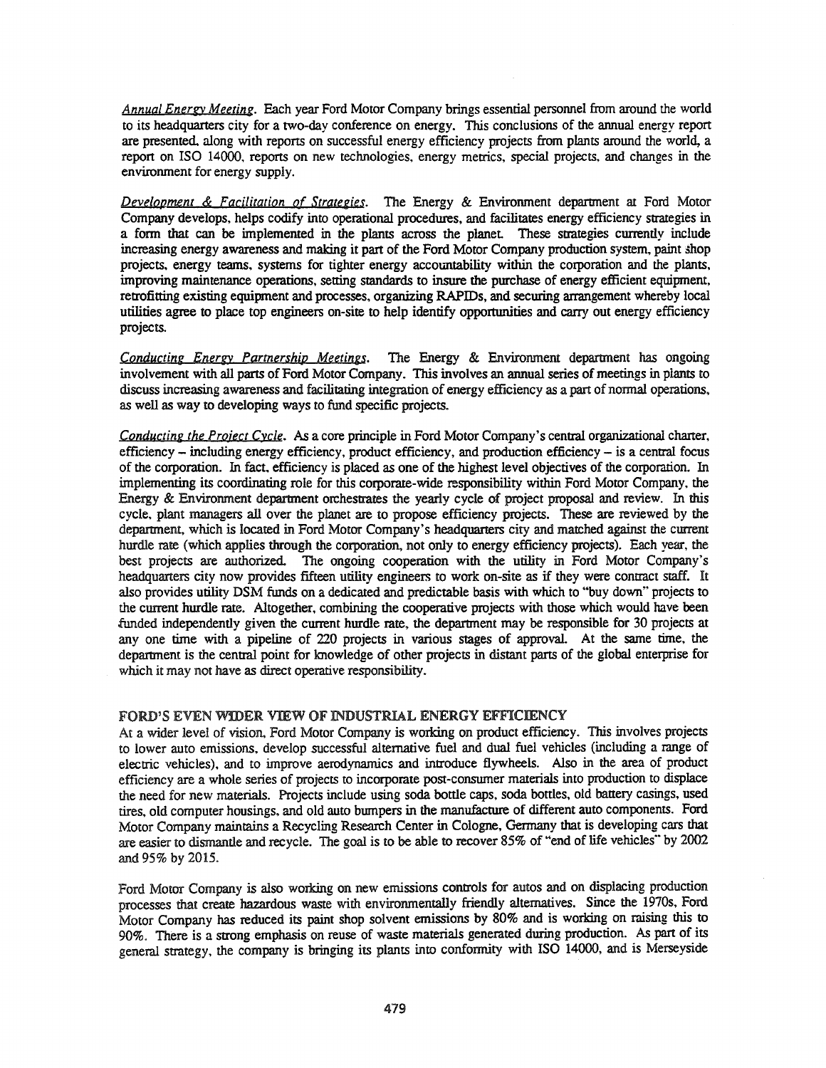*Annual Energy Meeting*. Each year Ford Motor Company brings essential personnel from around the world to its headquarters city for a two-day conference on energy. This conclusions of the annual energy report are presented, along with reports on successful energy efficiency projects from plants around the world, a report on ISO 14000, reports on new technologies, energy metrics, special projects, and changes in the environment for energy supply.

*Development & Facilitation of Strategies*. The Energy & Environment department at Ford Motor Company develops, helps codify into operational procedures, and facilitates energy efficiency strategies in a form that can be implemented in the plants across the planet. These strategies currently include increasing energy awareness and making it part of the Ford Motor Company production system, paint shop projects, energy teams, systems for tighter energy accountability within the corporation and the plants, improving maintenance operations, setting standards to insure the purchase of energy efficient equipment, retrofitting existing equipment and processes, organizing RAPIDs, and securing arrangement whereby local utilities agree to place top engineers on-site to help identify opportunities and carry out energy efficiency projects.

*Conducting Energy Partnership Meetings*. The Energy & Environment department has ongoing involvement with all parts of Ford Motor Company. This involves an annual series of meetings in plants to discuss increasing awareness and facilitating integration of energy efficiency as a part of normal operations, as well as way to developing ways to fund specific projects.

*Conducting the Project Cycle*. As a core principle in Ford Motor Company's central organizational charter, efficiency – including energy efficiency, product efficiency, and production efficiency – is a central focus of the corporation. In fact, efficiency is placed as one of the highest level objectives of the corporation. In implementing its coordinating role for this corporate-wide responsibility within Ford Motor Company, the Energy & Environment department orchestrates the yearly cycle of project proposal and review. In this cycle, plant managers all over the planet are to propose efficiency projects. These are reviewed by the department, which is located in Ford Motor Company's headquarters city and matched against the current hurdle rate (which applies through the corporation, not only to energy efficiency projects). Each year, the best projects are authorized. The ongoing cooperation with the utility in Ford Motor Company's headquarters city now provides fifteen utility engineers to work on-site as if they were contract staff. It also provides utility DSM funds on a dedicated and predictable basis with which to "buy down" projects to the current hurdle rate. Altogether, combining the cooperative projects with those which would have been funded independently given the current hurdle rate, the department may be responsible for 30 projects at any one time with a pipeline of 220 projects in various stages of approval. At the same time, the department is the central point for knowledge of other projects in distant parts of the global enterprise for which it may not have as direct operative responsibility.

## FORD'S EVEN WIDER VIEW OF INDUSTRIAL ENERGY EFFICIENCY

At a wider level of vision, Ford Motor Company is working on product efficiency. This involves projects to lower auto emissions, develop successful alternative fuel and dual fuel vehicles (including a range of electric vehicles), and to improve aerodynamics and introduce flywheels. Also in the area of product efficiency are a whole series of projects to incorporate post-consumer materials into production to displace the need for new materials. Projects include using soda bottle caps, soda bottles, old battery casings, used tires, old computer housings, and old auto bumpers in the manufacture of different auto components. Ford Motor Company maintains a Recycling Research Center in Cologne, Germany that is developing cars that are easier to dismantle and recycle. The goal is to be able to recover 85% of "end of life vehicles" by 2002 and 95% by 2015.

Ford Motor Company is also working on new emissions controls for autos and on displacing production processes that create hazardous waste with environmentally friendly alternatives. Since the 1970s, Ford Motor Company has reduced its paint shop solvent emissions by 80% and is working on raising this to 90%. There is a strong emphasis on reuse of waste materials generated during production. As part of its general strategy, the company is bringing its plants into conformity with ISO 14000, and is Merseyside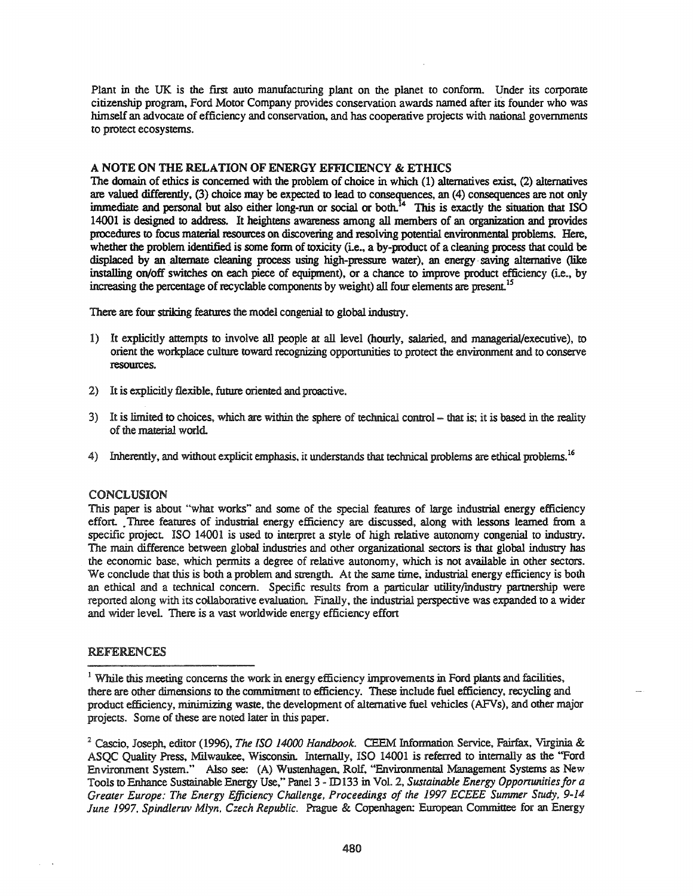Plant in the UK is the first auto manufacturing plant on the planet to conform. Under its corporate citizenship program, Ford Motor Company provides conservation awards named after its founder who was himself an advocate of efficiency and conservation, and has cooperative projects with national governments to protect ecosystems.

## A NOTE ON THE RELATION OF ENERGY EFFICIENCY & ETHICS

The domain of ethics is concerned with the problem of choice in which (1) alternatives exist, (2) alternatives are valued differently, (3) choice may be expected to lead to consequences, an (4) consequences are not only immediate and personal but also either long-run or social or both.[14] This is exactly the situation that ISO 14001 is designed to address. It heightens awareness among all members of an organization and provides procedures to focus material resources on discovering and resolving potential environmental problems. Here, whether the problem identified is some form of toxicity (i.e., a by-product of a cleaning process that could be displaced by an alternate cleaning process using high-pressure water), an energy saving alternative (like installing on/off switches on each piece of equipment), or a chance to improve product efficiency (i.e., by increasing the percentage of recyclable components by weight) all four elements are present.[15]

There are four striking features the model congenial to global industry.

1) It explicitly attempts to involve all people at all level (hourly, salaried, and managerial/executive), to orient the workplace culture toward recognizing opportunities to protect the environment and to conserve resources.

2) It is explicitly flexible, future oriented and proactive.

3) It is limited to choices, which are within the sphere of technical control – that is; it is based in the reality of the material world.

4) Inherently, and without explicit emphasis, it understands that technical problems are ethical problems.[16]

## CONCLUSION

This paper is about "what works" and some of the special features of large industrial energy efficiency effort. Three features of industrial energy efficiency are discussed, along with lessons learned from a specific project. ISO 14001 is used to interpret a style of high relative autonomy congenial to industry. The main difference between global industries and other organizational sectors is that global industry has the economic base, which permits a degree of relative autonomy, which is not available in other sectors. We conclude that this is both a problem and strength. At the same time, industrial energy efficiency is both an ethical and a technical concern. Specific results from a particular utility/industry partnership were reported along with its collaborative evaluation. Finally, the industrial perspective was expanded to a wider and wider level. There is a vast worldwide energy efficiency effort

## REFERENCES

[1] While this meeting concerns the work in energy efficiency improvements in Ford plants and facilities, there are other dimensions to the commitment to efficiency. These include fuel efficiency, recycling and product efficiency, minimizing waste, the development of alternative fuel vehicles (AFVs), and other major projects. Some of these are noted later in this paper.

[2] Cascio, Joseph, editor (1996), *The ISO 14000 Handbook*. CEEM Information Service, Fairfax, Virginia & ASQC Quality Press, Milwaukee, Wisconsin. Internally, ISO 14001 is referred to internally as the "Ford Environment System." Also see: (A) Wustenhagen, Rolf, "Environmental Management Systems as New Tools to Enhance Sustainable Energy Use," Panel 3 - ID133 in Vol. 2, *Sustainable Energy Opportunities for a Greater Europe: The Energy Efficiency Challenge, Proceedings of the 1997 ECEEE Summer Study, 9-14 June 1997, Spindleruv Mlyn, Czech Republic.* Prague & Copenhagen: European Committee for an Energy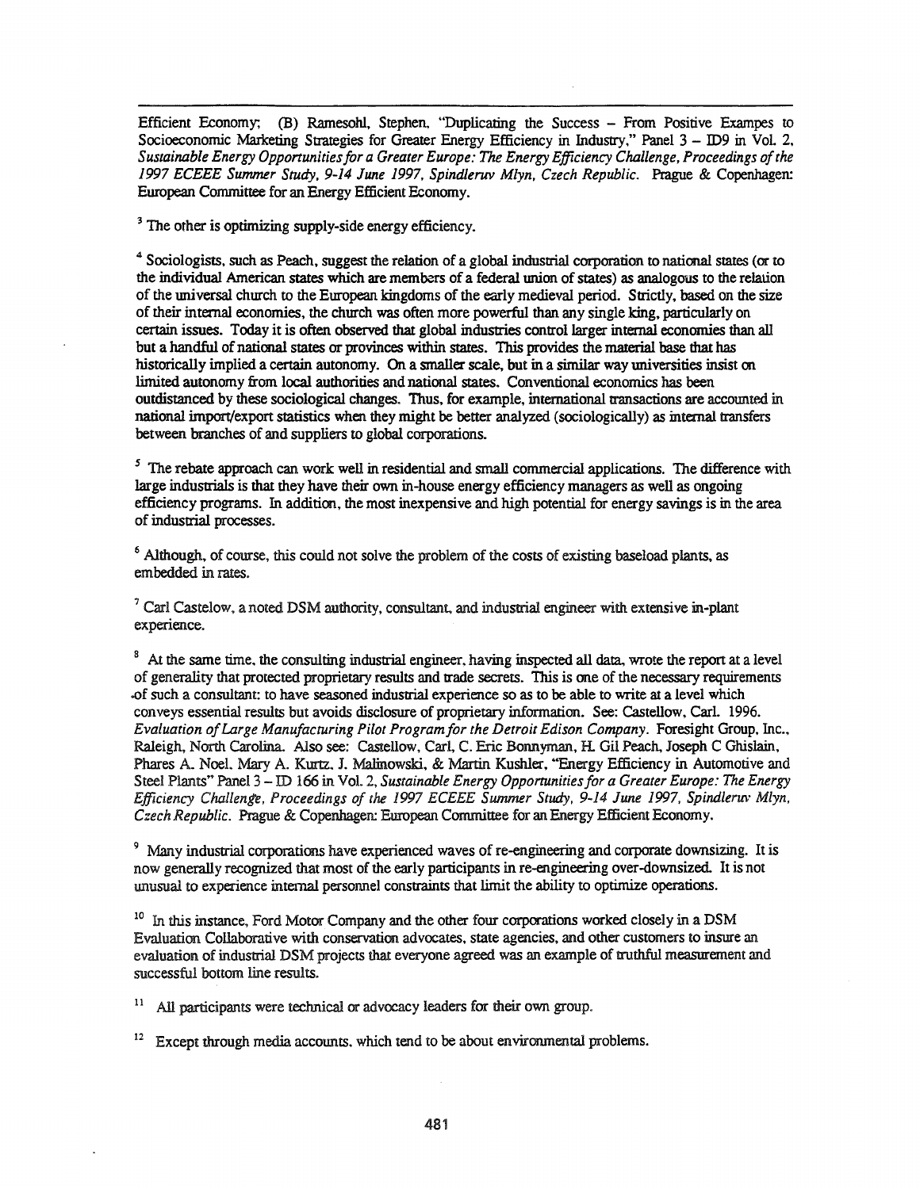Efficient Economy; (B) Ramesohl, Stephen, "Duplicating the Success – From Positive Exampes to Socioeconomic Marketing Strategies for Greater Energy Efficiency in Industry," Panel 3 – ID9 in Vol. 2, *Sustainable Energy Opportunities for a Greater Europe: The Energy Efficiency Challenge, Proceedings of the 1997 ECEEE Summer Study, 9-14 June 1997, Spindleruv Mlyn, Czech Republic.* Prague & Copenhagen: European Committee for an Energy Efficient Economy.

[3] The other is optimizing supply-side energy efficiency.

[4] Sociologists, such as Peach, suggest the relation of a global industrial corporation to national states (or to the individual American states which are members of a federal union of states) as analogous to the relation of the universal church to the European kingdoms of the early medieval period. Strictly, based on the size of their internal economies, the church was often more powerful than any single king, particularly on certain issues. Today it is often observed that global industries control larger internal economies than all but a handful of national states or provinces within states. This provides the material base that has historically implied a certain autonomy. On a smaller scale, but in a similar way universities insist on limited autonomy from local authorities and national states. Conventional economics has been outdistanced by these sociological changes. Thus, for example, international transactions are accounted in national import/export statistics when they might be better analyzed (sociologically) as internal transfers between branches of and suppliers to global corporations.

[5] The rebate approach can work well in residential and small commercial applications. The difference with large industrials is that they have their own in-house energy efficiency managers as well as ongoing efficiency programs. In addition, the most inexpensive and high potential for energy savings is in the area of industrial processes.

[6] Although, of course, this could not solve the problem of the costs of existing baseload plants, as embedded in rates.

[7] Carl Castelow, a noted DSM authority, consultant, and industrial engineer with extensive in-plant experience.

[8] At the same time, the consulting industrial engineer, having inspected all data, wrote the report at a level of generality that protected proprietary results and trade secrets. This is one of the necessary requirements of such a consultant: to have seasoned industrial experience so as to be able to write at a level which conveys essential results but avoids disclosure of proprietary information. See: Castellow, Carl. 1996. *Evaluation of Large Manufacturing Pilot Program for the Detroit Edison Company.* Foresight Group, Inc., Raleigh, North Carolina. Also see: Castellow, Carl, C. Eric Bonnyman, H. Gil Peach, Joseph C Ghislain, Phares A. Noel, Mary A. Kurtz, J. Malinowski, & Martin Kushler, "Energy Efficiency in Automotive and Steel Plants" Panel 3 – ID 166 in Vol. 2, *Sustainable Energy Opportunities for a Greater Europe: The Energy Efficiency Challenge, Proceedings of the 1997 ECEEE Summer Study, 9-14 June 1997, Spindleruv Mlyn, Czech Republic.* Prague & Copenhagen: European Committee for an Energy Efficient Economy.

[9] Many industrial corporations have experienced waves of re-engineering and corporate downsizing. It is now generally recognized that most of the early participants in re-engineering over-downsized. It is not unusual to experience internal personnel constraints that limit the ability to optimize operations.

[10] In this instance, Ford Motor Company and the other four corporations worked closely in a DSM Evaluation Collaborative with conservation advocates, state agencies, and other customers to insure an evaluation of industrial DSM projects that everyone agreed was an example of truthful measurement and successful bottom line results.

[11] All participants were technical or advocacy leaders for their own group.

[12] Except through media accounts, which tend to be about environmental problems.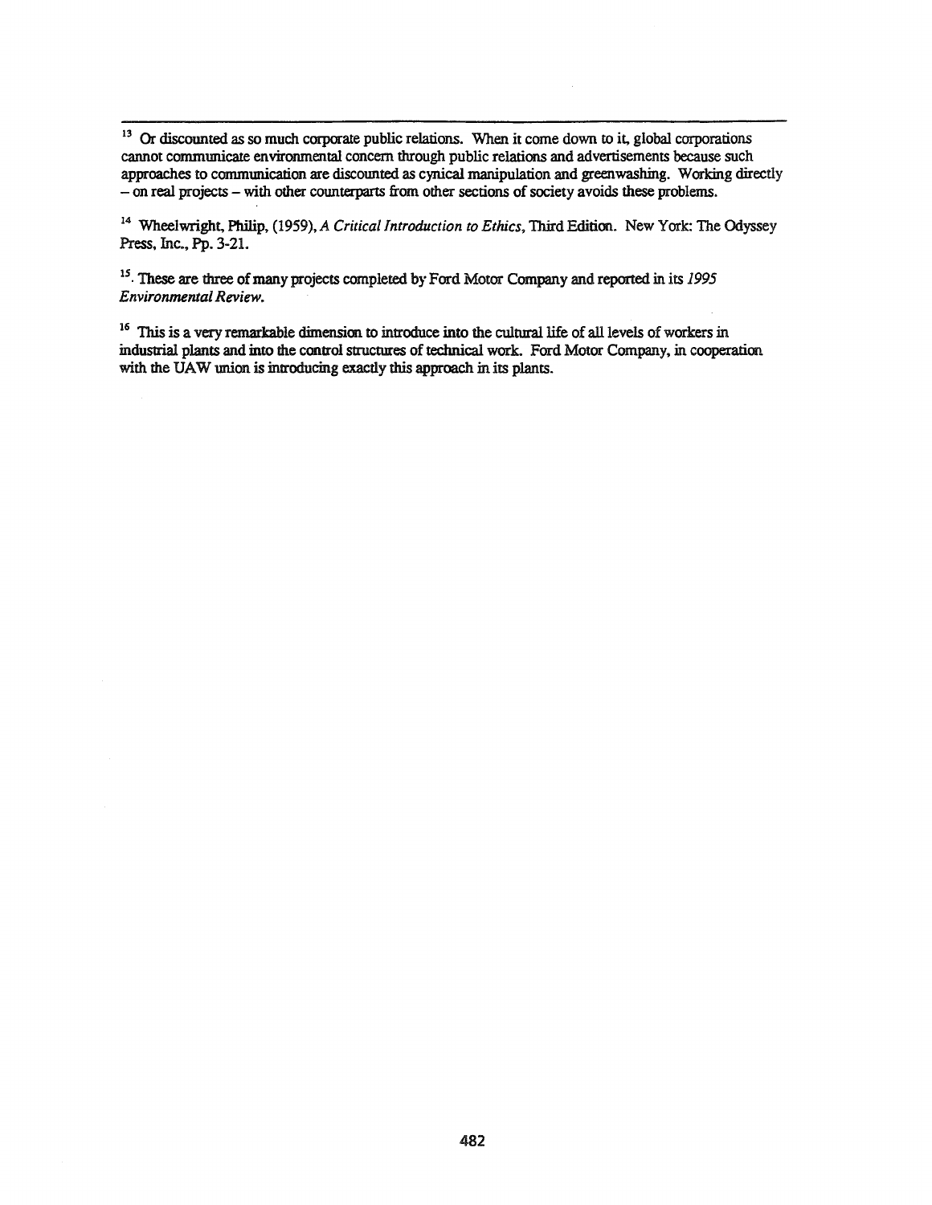[13] Or discounted as so much corporate public relations. When it come down to it, global corporations cannot communicate environmental concern through public relations and advertisements because such approaches to communication are discounted as cynical manipulation and greenwashing. Working directly – on real projects – with other counterparts from other sections of society avoids these problems.

[14] Wheelwright, Philip, (1959), *A Critical Introduction to Ethics*, Third Edition. New York: The Odyssey Press, Inc., Pp. 3-21.

[15]. These are three of many projects completed by Ford Motor Company and reported in its *1995 Environmental Review.*

[16] This is a very remarkable dimension to introduce into the cultural life of all levels of workers in industrial plants and into the control structures of technical work. Ford Motor Company, in cooperation with the UAW union is introducing exactly this approach in its plants.